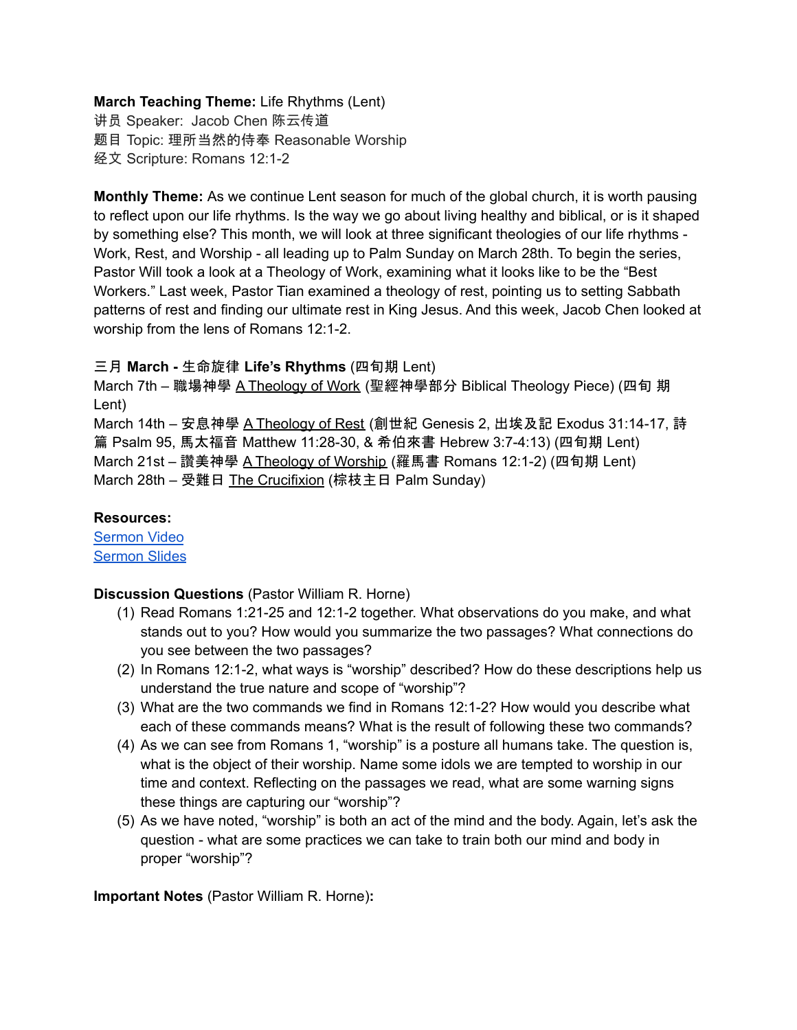**March Teaching Theme:** Life Rhythms (Lent)
讲员 Speaker: Jacob Chen 陈云传道
题目 Topic: 理所当然的侍奉 Reasonable Worship
经文 Scripture: Romans 12:1-2

**Monthly Theme:** As we continue Lent season for much of the global church, it is worth pausing to reflect upon our life rhythms. Is the way we go about living healthy and biblical, or is it shaped by something else? This month, we will look at three significant theologies of our life rhythms - Work, Rest, and Worship - all leading up to Palm Sunday on March 28th. To begin the series, Pastor Will took a look at a Theology of Work, examining what it looks like to be the "Best Workers." Last week, Pastor Tian examined a theology of rest, pointing us to setting Sabbath patterns of rest and finding our ultimate rest in King Jesus. And this week, Jacob Chen looked at worship from the lens of Romans 12:1-2.

三月 **March -** 生命旋律 **Life's Rhythms** (四旬期 Lent)
March 7th – 職場神學 A Theology of Work (聖經神學部分 Biblical Theology Piece) (四旬 期 Lent)
March 14th – 安息神學 A Theology of Rest (創世紀 Genesis 2, 出埃及記 Exodus 31:14-17, 詩篇 Psalm 95, 馬太福音 Matthew 11:28-30, & 希伯來書 Hebrew 3:7-4:13) (四旬期 Lent)
March 21st – 讚美神學 A Theology of Worship (羅馬書 Romans 12:1-2) (四旬期 Lent)
March 28th – 受難日 The Crucifixion (棕枝主日 Palm Sunday)

**Resources:**
Sermon Video
Sermon Slides

**Discussion Questions** (Pastor William R. Horne)

(1) Read Romans 1:21-25 and 12:1-2 together. What observations do you make, and what stands out to you? How would you summarize the two passages? What connections do you see between the two passages?
(2) In Romans 12:1-2, what ways is "worship" described? How do these descriptions help us understand the true nature and scope of "worship"?
(3) What are the two commands we find in Romans 12:1-2? How would you describe what each of these commands means? What is the result of following these two commands?
(4) As we can see from Romans 1, "worship" is a posture all humans take. The question is, what is the object of their worship. Name some idols we are tempted to worship in our time and context. Reflecting on the passages we read, what are some warning signs these things are capturing our "worship"?
(5) As we have noted, "worship" is both an act of the mind and the body. Again, let's ask the question - what are some practices we can take to train both our mind and body in proper "worship"?

**Important Notes** (Pastor William R. Horne)**:**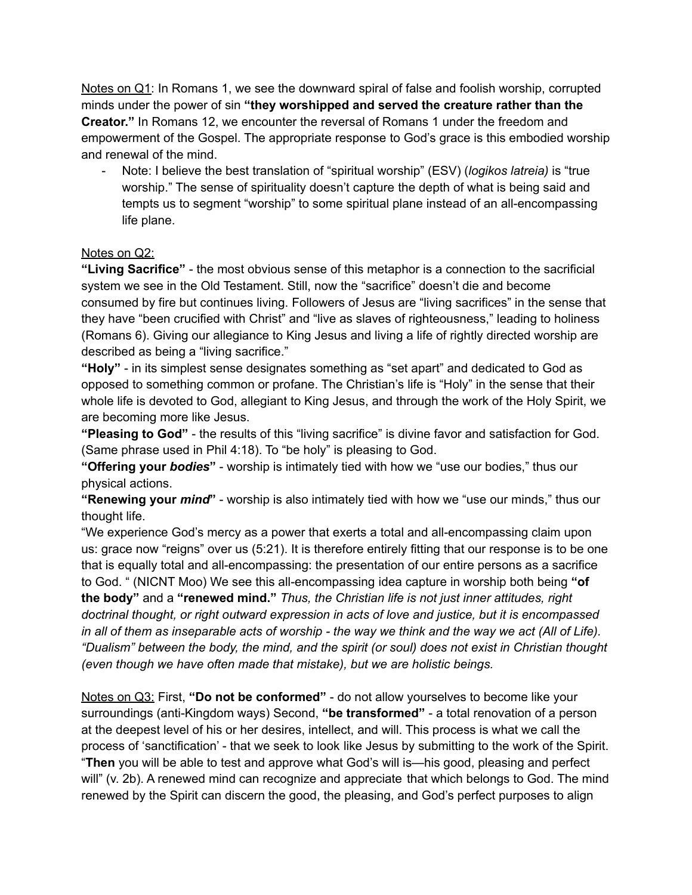<u>Notes on Q1</u>: In Romans 1, we see the downward spiral of false and foolish worship, corrupted minds under the power of sin **"they worshipped and served the creature rather than the Creator."** In Romans 12, we encounter the reversal of Romans 1 under the freedom and empowerment of the Gospel. The appropriate response to God's grace is this embodied worship and renewal of the mind.

- Note: I believe the best translation of "spiritual worship" (ESV) (*logikos latreia)* is "true worship." The sense of spirituality doesn't capture the depth of what is being said and tempts us to segment "worship" to some spiritual plane instead of an all-encompassing life plane.

<u>Notes on Q2:</u>

**"Living Sacrifice"** - the most obvious sense of this metaphor is a connection to the sacrificial system we see in the Old Testament. Still, now the "sacrifice" doesn't die and become consumed by fire but continues living. Followers of Jesus are "living sacrifices" in the sense that they have "been crucified with Christ" and "live as slaves of righteousness," leading to holiness (Romans 6). Giving our allegiance to King Jesus and living a life of rightly directed worship are described as being a "living sacrifice."

**"Holy"** - in its simplest sense designates something as "set apart" and dedicated to God as opposed to something common or profane. The Christian's life is "Holy" in the sense that their whole life is devoted to God, allegiant to King Jesus, and through the work of the Holy Spirit, we are becoming more like Jesus.

**"Pleasing to God"** - the results of this "living sacrifice" is divine favor and satisfaction for God. (Same phrase used in Phil 4:18). To "be holy" is pleasing to God.

**"Offering your *bodies*"** - worship is intimately tied with how we "use our bodies," thus our physical actions.

**"Renewing your *mind*"** - worship is also intimately tied with how we "use our minds," thus our thought life.

"We experience God's mercy as a power that exerts a total and all-encompassing claim upon us: grace now "reigns" over us (5:21). It is therefore entirely fitting that our response is to be one that is equally total and all-encompassing: the presentation of our entire persons as a sacrifice to God. " (NICNT Moo) We see this all-encompassing idea capture in worship both being **"of the body"** and a **"renewed mind."** *Thus, the Christian life is not just inner attitudes, right doctrinal thought, or right outward expression in acts of love and justice, but it is encompassed in all of them as inseparable acts of worship - the way we think and the way we act (All of Life). "Dualism" between the body, the mind, and the spirit (or soul) does not exist in Christian thought (even though we have often made that mistake), but we are holistic beings.*

<u>Notes on Q3:</u> First, **"Do not be conformed"** - do not allow yourselves to become like your surroundings (anti-Kingdom ways) Second, **"be transformed"** - a total renovation of a person at the deepest level of his or her desires, intellect, and will. This process is what we call the process of 'sanctification' - that we seek to look like Jesus by submitting to the work of the Spirit. "**Then** you will be able to test and approve what God's will is—his good, pleasing and perfect will" (v. 2b). A renewed mind can recognize and appreciate that which belongs to God. The mind renewed by the Spirit can discern the good, the pleasing, and God's perfect purposes to align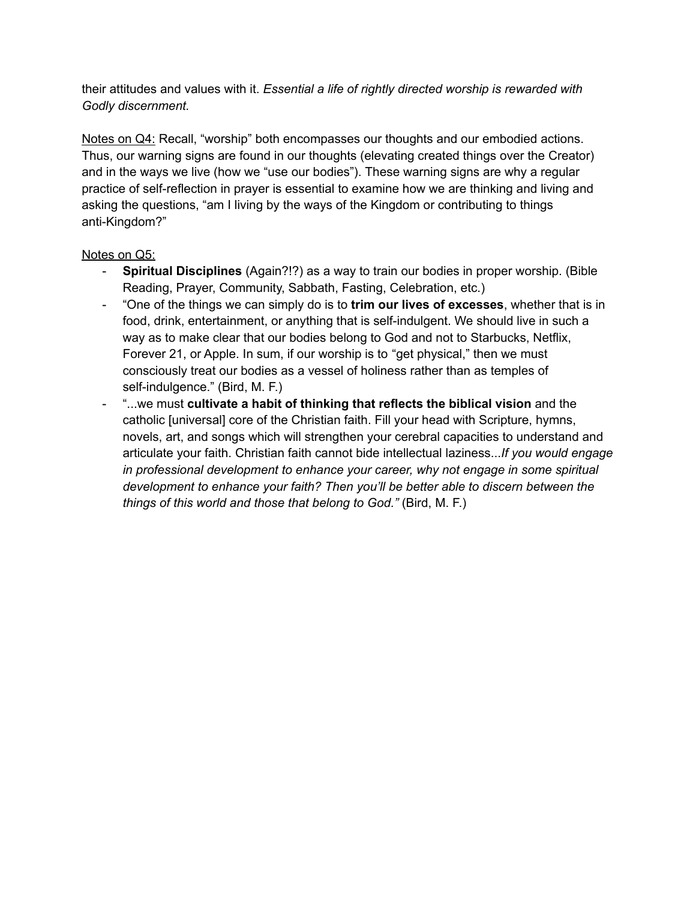their attitudes and values with it. *Essential a life of rightly directed worship is rewarded with Godly discernment.*

Notes on Q4: Recall, "worship" both encompasses our thoughts and our embodied actions. Thus, our warning signs are found in our thoughts (elevating created things over the Creator) and in the ways we live (how we "use our bodies"). These warning signs are why a regular practice of self-reflection in prayer is essential to examine how we are thinking and living and asking the questions, "am I living by the ways of the Kingdom or contributing to things anti-Kingdom?"

Notes on Q5:

- **Spiritual Disciplines** (Again?!?) as a way to train our bodies in proper worship. (Bible Reading, Prayer, Community, Sabbath, Fasting, Celebration, etc.)
- "One of the things we can simply do is to **trim our lives of excesses**, whether that is in food, drink, entertainment, or anything that is self-indulgent. We should live in such a way as to make clear that our bodies belong to God and not to Starbucks, Netflix, Forever 21, or Apple. In sum, if our worship is to "get physical," then we must consciously treat our bodies as a vessel of holiness rather than as temples of self-indulgence." (Bird, M. F.)
- "...we must **cultivate a habit of thinking that reflects the biblical vision** and the catholic [universal] core of the Christian faith. Fill your head with Scripture, hymns, novels, art, and songs which will strengthen your cerebral capacities to understand and articulate your faith. Christian faith cannot bide intellectual laziness...*If you would engage in professional development to enhance your career, why not engage in some spiritual development to enhance your faith? Then you'll be better able to discern between the things of this world and those that belong to God."* (Bird, M. F.)